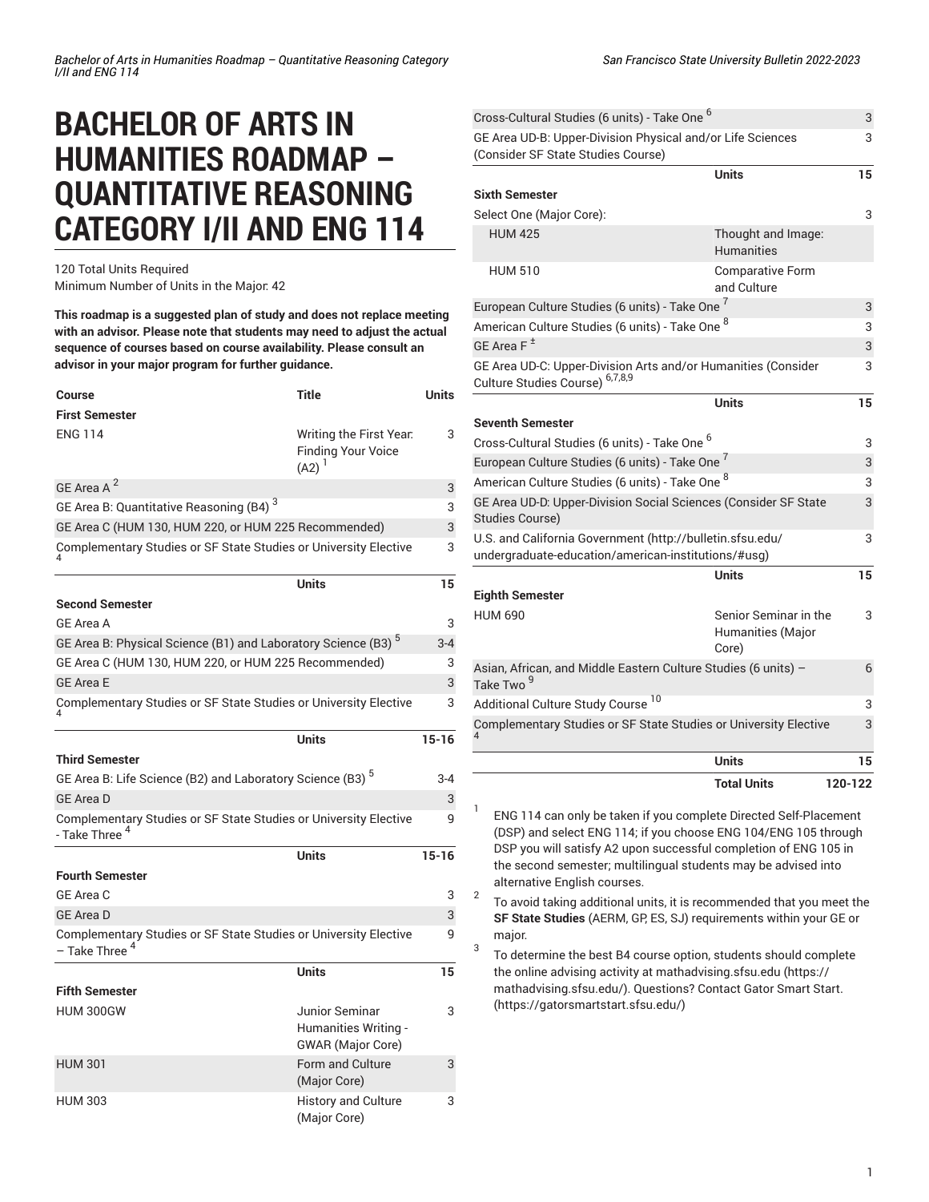# BACHELOR OF ARTS IN HUMANITIES ROADMAP – QUANTITATIVE REASONING CATEGORY I/II AND ENG 114

120 Total Units Required
Minimum Number of Units in the Major: 42

**This roadmap is a suggested plan of study and does not replace meeting with an advisor. Please note that students may need to adjust the actual sequence of courses based on course availability. Please consult an advisor in your major program for further guidance.**

| Course | Title | Units |
|---|---|---|
| **First Semester** | | |
| ENG 114 | Writing the First Year: Finding Your Voice (A2) [1] | 3 |
| GE Area A [2] | | 3 |
| GE Area B: Quantitative Reasoning (B4) [3] | | 3 |
| GE Area C (HUM 130, HUM 220, or HUM 225 Recommended) | | 3 |
| Complementary Studies or SF State Studies or University Elective [4] | | 3 |
| | **Units** | **15** |
| **Second Semester** | | |
| GE Area A | | 3 |
| GE Area B: Physical Science (B1) and Laboratory Science (B3) [5] | | 3-4 |
| GE Area C (HUM 130, HUM 220, or HUM 225 Recommended) | | 3 |
| GE Area E | | 3 |
| Complementary Studies or SF State Studies or University Elective [4] | | 3 |
| | **Units** | **15-16** |
| **Third Semester** | | |
| GE Area B: Life Science (B2) and Laboratory Science (B3) [5] | | 3-4 |
| GE Area D | | 3 |
| Complementary Studies or SF State Studies or University Elective - Take Three [4] | | 9 |
| | **Units** | **15-16** |
| **Fourth Semester** | | |
| GE Area C | | 3 |
| GE Area D | | 3 |
| Complementary Studies or SF State Studies or University Elective – Take Three [4] | | 9 |
| | **Units** | **15** |
| **Fifth Semester** | | |
| HUM 300GW | Junior Seminar Humanities Writing - GWAR (Major Core) | 3 |
| HUM 301 | Form and Culture (Major Core) | 3 |
| HUM 303 | History and Culture (Major Core) | 3 |
| Cross-Cultural Studies (6 units) - Take One [6] | | 3 |
| GE Area UD-B: Upper-Division Physical and/or Life Sciences (Consider SF State Studies Course) | | 3 |
| | **Units** | **15** |
| **Sixth Semester** | | |
| Select One (Major Core): | | 3 |
| HUM 425 | Thought and Image: Humanities | |
| HUM 510 | Comparative Form and Culture | |
| European Culture Studies (6 units) - Take One [7] | | 3 |
| American Culture Studies (6 units) - Take One [8] | | 3 |
| GE Area F [±] | | 3 |
| GE Area UD-C: Upper-Division Arts and/or Humanities (Consider Culture Studies Course) [6,7,8,9] | | 3 |
| | **Units** | **15** |
| **Seventh Semester** | | |
| Cross-Cultural Studies (6 units) - Take One [6] | | 3 |
| European Culture Studies (6 units) - Take One [7] | | 3 |
| American Culture Studies (6 units) - Take One [8] | | 3 |
| GE Area UD-D: Upper-Division Social Sciences (Consider SF State Studies Course) | | 3 |
| U.S. and California Government (http://bulletin.sfsu.edu/undergraduate-education/american-institutions/#usg) | | 3 |
| | **Units** | **15** |
| **Eighth Semester** | | |
| HUM 690 | Senior Seminar in the Humanities (Major Core) | 3 |
| Asian, African, and Middle Eastern Culture Studies (6 units) – Take Two [9] | | 6 |
| Additional Culture Study Course [10] | | 3 |
| Complementary Studies or SF State Studies or University Elective [4] | | 3 |
| | **Units** | **15** |
| | **Total Units** | **120-122** |

1. ENG 114 can only be taken if you complete Directed Self-Placement (DSP) and select ENG 114; if you choose ENG 104/ENG 105 through DSP you will satisfy A2 upon successful completion of ENG 105 in the second semester; multilingual students may be advised into alternative English courses.
2. To avoid taking additional units, it is recommended that you meet the **SF State Studies** (AERM, GP, ES, SJ) requirements within your GE or major.
3. To determine the best B4 course option, students should complete the online advising activity at mathadvising.sfsu.edu (https://mathadvising.sfsu.edu/). Questions? Contact Gator Smart Start. (https://gatorsmartstart.sfsu.edu/)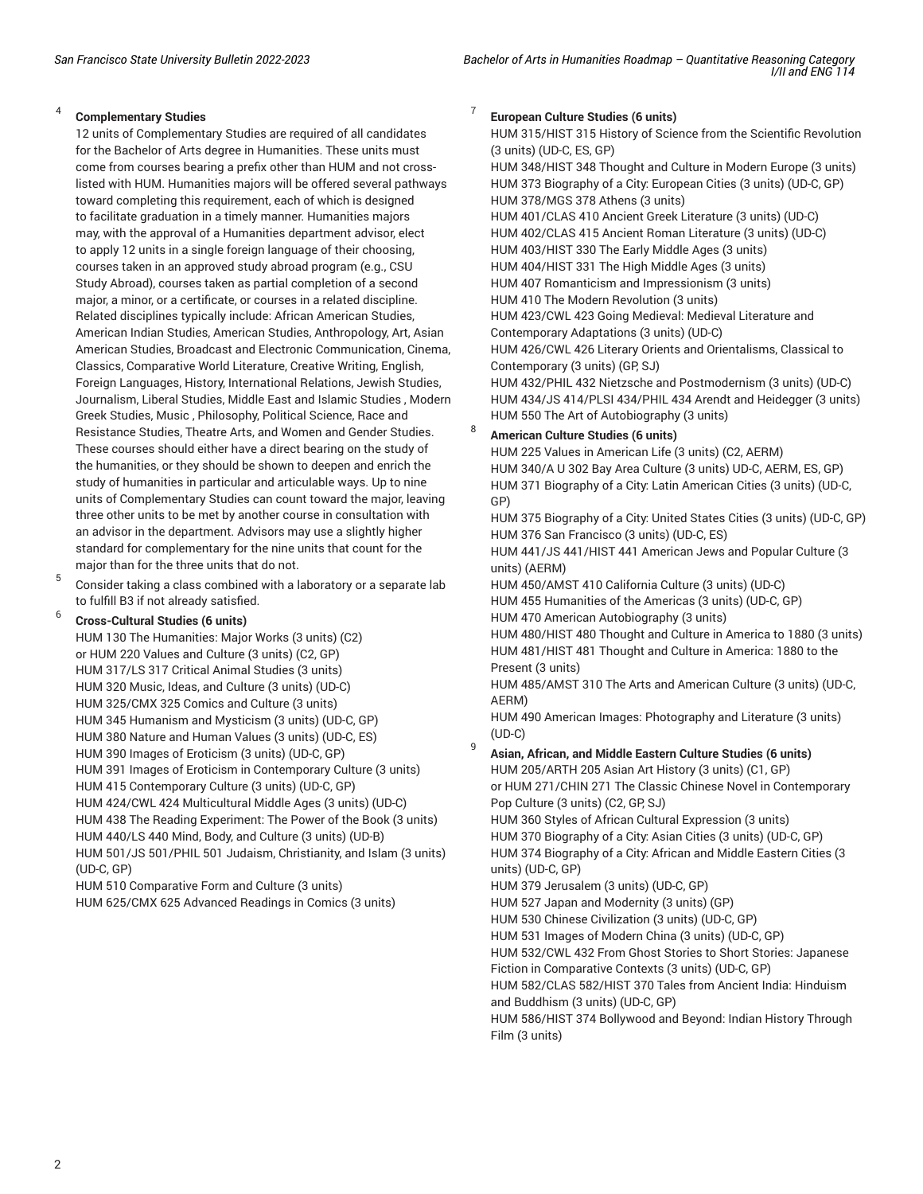[4] **Complementary Studies**

12 units of Complementary Studies are required of all candidates for the Bachelor of Arts degree in Humanities. These units must come from courses bearing a prefix other than HUM and not cross-listed with HUM. Humanities majors will be offered several pathways toward completing this requirement, each of which is designed to facilitate graduation in a timely manner. Humanities majors may, with the approval of a Humanities department advisor, elect to apply 12 units in a single foreign language of their choosing, courses taken in an approved study abroad program (e.g., CSU Study Abroad), courses taken as partial completion of a second major, a minor, or a certificate, or courses in a related discipline. Related disciplines typically include: African American Studies, American Indian Studies, American Studies, Anthropology, Art, Asian American Studies, Broadcast and Electronic Communication, Cinema, Classics, Comparative World Literature, Creative Writing, English, Foreign Languages, History, International Relations, Jewish Studies, Journalism, Liberal Studies, Middle East and Islamic Studies , Modern Greek Studies, Music , Philosophy, Political Science, Race and Resistance Studies, Theatre Arts, and Women and Gender Studies. These courses should either have a direct bearing on the study of the humanities, or they should be shown to deepen and enrich the study of humanities in particular and articulable ways. Up to nine units of Complementary Studies can count toward the major, leaving three other units to be met by another course in consultation with an advisor in the department. Advisors may use a slightly higher standard for complementary for the nine units that count for the major than for the three units that do not.

[5] Consider taking a class combined with a laboratory or a separate lab to fulfill B3 if not already satisfied.

[6] **Cross-Cultural Studies (6 units)**

HUM 130 The Humanities: Major Works (3 units) (C2)
or HUM 220 Values and Culture (3 units) (C2, GP)
HUM 317/LS 317 Critical Animal Studies (3 units)
HUM 320 Music, Ideas, and Culture (3 units) (UD-C)
HUM 325/CMX 325 Comics and Culture (3 units)
HUM 345 Humanism and Mysticism (3 units) (UD-C, GP)
HUM 380 Nature and Human Values (3 units) (UD-C, ES)
HUM 390 Images of Eroticism (3 units) (UD-C, GP)
HUM 391 Images of Eroticism in Contemporary Culture (3 units)
HUM 415 Contemporary Culture (3 units) (UD-C, GP)
HUM 424/CWL 424 Multicultural Middle Ages (3 units) (UD-C)
HUM 438 The Reading Experiment: The Power of the Book (3 units)
HUM 440/LS 440 Mind, Body, and Culture (3 units) (UD-B)
HUM 501/JS 501/PHIL 501 Judaism, Christianity, and Islam (3 units) (UD-C, GP)
HUM 510 Comparative Form and Culture (3 units)
HUM 625/CMX 625 Advanced Readings in Comics (3 units)

[7] **European Culture Studies (6 units)**

HUM 315/HIST 315 History of Science from the Scientific Revolution (3 units) (UD-C, ES, GP)
HUM 348/HIST 348 Thought and Culture in Modern Europe (3 units)
HUM 373 Biography of a City: European Cities (3 units) (UD-C, GP)
HUM 378/MGS 378 Athens (3 units)
HUM 401/CLAS 410 Ancient Greek Literature (3 units) (UD-C)
HUM 402/CLAS 415 Ancient Roman Literature (3 units) (UD-C)
HUM 403/HIST 330 The Early Middle Ages (3 units)
HUM 404/HIST 331 The High Middle Ages (3 units)
HUM 407 Romanticism and Impressionism (3 units)
HUM 410 The Modern Revolution (3 units)
HUM 423/CWL 423 Going Medieval: Medieval Literature and Contemporary Adaptations (3 units) (UD-C)
HUM 426/CWL 426 Literary Orients and Orientalisms, Classical to Contemporary (3 units) (GP, SJ)
HUM 432/PHIL 432 Nietzsche and Postmodernism (3 units) (UD-C)
HUM 434/JS 414/PLSI 434/PHIL 434 Arendt and Heidegger (3 units)
HUM 550 The Art of Autobiography (3 units)

[8] **American Culture Studies (6 units)**

HUM 225 Values in American Life (3 units) (C2, AERM)
HUM 340/A U 302 Bay Area Culture (3 units) UD-C, AERM, ES, GP)
HUM 371 Biography of a City: Latin American Cities (3 units) (UD-C, GP)
HUM 375 Biography of a City: United States Cities (3 units) (UD-C, GP)
HUM 376 San Francisco (3 units) (UD-C, ES)
HUM 441/JS 441/HIST 441 American Jews and Popular Culture (3 units) (AERM)
HUM 450/AMST 410 California Culture (3 units) (UD-C)
HUM 455 Humanities of the Americas (3 units) (UD-C, GP)
HUM 470 American Autobiography (3 units)
HUM 480/HIST 480 Thought and Culture in America to 1880 (3 units)
HUM 481/HIST 481 Thought and Culture in America: 1880 to the Present (3 units)
HUM 485/AMST 310 The Arts and American Culture (3 units) (UD-C, AERM)
HUM 490 American Images: Photography and Literature (3 units) (UD-C)

[9] **Asian, African, and Middle Eastern Culture Studies (6 units)**

HUM 205/ARTH 205 Asian Art History (3 units) (C1, GP)
or HUM 271/CHIN 271 The Classic Chinese Novel in Contemporary Pop Culture (3 units) (C2, GP, SJ)
HUM 360 Styles of African Cultural Expression (3 units)
HUM 370 Biography of a City: Asian Cities (3 units) (UD-C, GP)
HUM 374 Biography of a City: African and Middle Eastern Cities (3 units) (UD-C, GP)
HUM 379 Jerusalem (3 units) (UD-C, GP)
HUM 527 Japan and Modernity (3 units) (GP)
HUM 530 Chinese Civilization (3 units) (UD-C, GP)
HUM 531 Images of Modern China (3 units) (UD-C, GP)
HUM 532/CWL 432 From Ghost Stories to Short Stories: Japanese Fiction in Comparative Contexts (3 units) (UD-C, GP)
HUM 582/CLAS 582/HIST 370 Tales from Ancient India: Hinduism and Buddhism (3 units) (UD-C, GP)
HUM 586/HIST 374 Bollywood and Beyond: Indian History Through Film (3 units)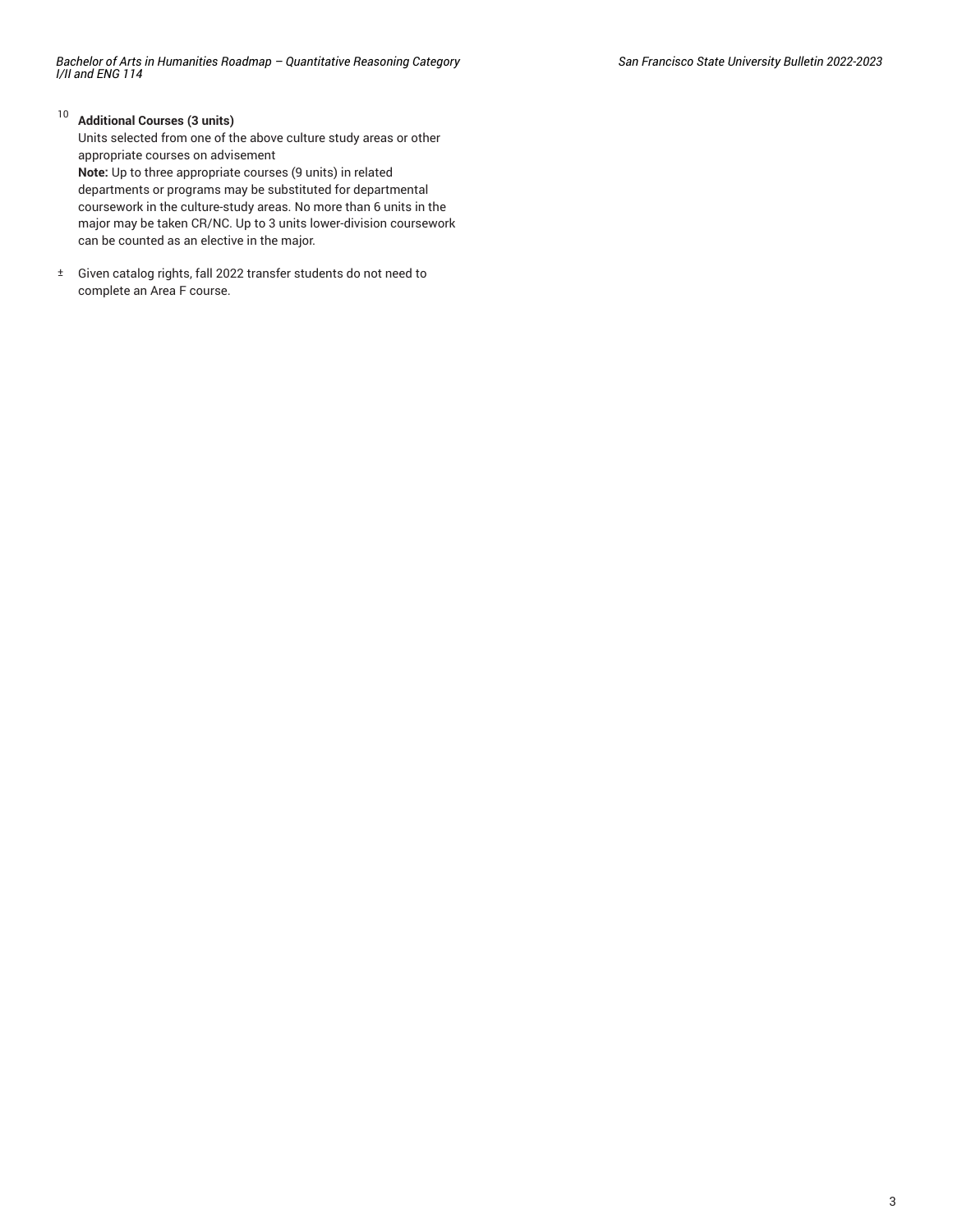[10] **Additional Courses (3 units)**

Units selected from one of the above culture study areas or other appropriate courses on advisement

**Note:** Up to three appropriate courses (9 units) in related departments or programs may be substituted for departmental coursework in the culture-study areas. No more than 6 units in the major may be taken CR/NC. Up to 3 units lower-division coursework can be counted as an elective in the major.

± Given catalog rights, fall 2022 transfer students do not need to complete an Area F course.